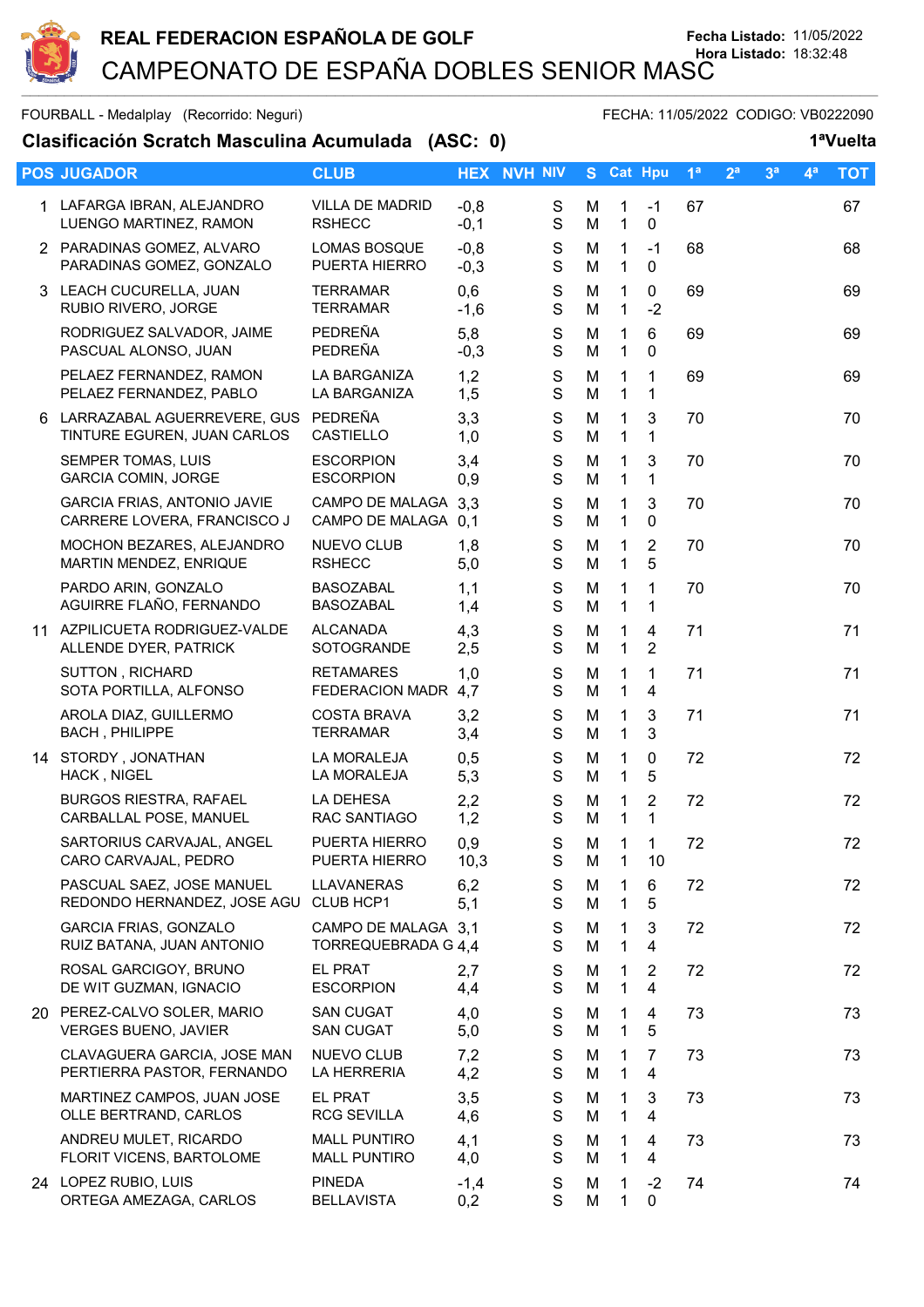# REAL FEDERACION ESPAÑOLA DE GOLF

Fecha Listado: 11/05/2022
Hora Listado: 18:32:48

## CAMPEONATO DE ESPAÑA DOBLES SENIOR MASC

FOURBALL - Medalplay (Recorrido: Neguri) FECHA: 11/05/2022 CODIGO: VB0222090

### Clasificación Scratch Masculina Acumulada (ASC: 0) 1ªVuelta

| POS | JUGADOR | CLUB | HEX | NVH | NIV | S | Cat | Hpu | 1ª | 2ª | 3ª | 4ª | TOT |
|---|---|---|---|---|---|---|---|---|---|---|---|---|---|
| 1 | LAFARGA IBRAN, ALEJANDRO | VILLA DE MADRID | -0,8 | | S | M | 1 | -1 | 67 | | | | 67 |
| | LUENGO MARTINEZ, RAMON | RSHECC | -0,1 | | S | M | 1 | 0 | | | | | |
| 2 | PARADINAS GOMEZ, ALVARO | LOMAS BOSQUE | -0,8 | | S | M | 1 | -1 | 68 | | | | 68 |
| | PARADINAS GOMEZ, GONZALO | PUERTA HIERRO | -0,3 | | S | M | 1 | 0 | | | | | |
| 3 | LEACH CUCURELLA, JUAN | TERRAMAR | 0,6 | | S | M | 1 | 0 | 69 | | | | 69 |
| | RUBIO RIVERO, JORGE | TERRAMAR | -1,6 | | S | M | 1 | -2 | | | | | |
| | RODRIGUEZ SALVADOR, JAIME | PEDREÑA | 5,8 | | S | M | 1 | 6 | 69 | | | | 69 |
| | PASCUAL ALONSO, JUAN | PEDREÑA | -0,3 | | S | M | 1 | 0 | | | | | |
| | PELAEZ FERNANDEZ, RAMON | LA BARGANIZA | 1,2 | | S | M | 1 | 1 | 69 | | | | 69 |
| | PELAEZ FERNANDEZ, PABLO | LA BARGANIZA | 1,5 | | S | M | 1 | 1 | | | | | |
| 6 | LARRAZABAL AGUERREVERE, GUS | PEDREÑA | 3,3 | | S | M | 1 | 3 | 70 | | | | 70 |
| | TINTURE EGUREN, JUAN CARLOS | CASTIELLO | 1,0 | | S | M | 1 | 1 | | | | | |
| | SEMPER TOMAS, LUIS | ESCORPION | 3,4 | | S | M | 1 | 3 | 70 | | | | 70 |
| | GARCIA COMIN, JORGE | ESCORPION | 0,9 | | S | M | 1 | 1 | | | | | |
| | GARCIA FRIAS, ANTONIO JAVIE | CAMPO DE MALAGA | 3,3 | | S | M | 1 | 3 | 70 | | | | 70 |
| | CARRERE LOVERA, FRANCISCO J | CAMPO DE MALAGA | 0,1 | | S | M | 1 | 0 | | | | | |
| | MOCHON BEZARES, ALEJANDRO | NUEVO CLUB | 1,8 | | S | M | 1 | 2 | 70 | | | | 70 |
| | MARTIN MENDEZ, ENRIQUE | RSHECC | 5,0 | | S | M | 1 | 5 | | | | | |
| | PARDO ARIN, GONZALO | BASOZABAL | 1,1 | | S | M | 1 | 1 | 70 | | | | 70 |
| | AGUIRRE FLAÑO, FERNANDO | BASOZABAL | 1,4 | | S | M | 1 | 1 | | | | | |
| 11 | AZPILICUETA RODRIGUEZ-VALDE | ALCANADA | 4,3 | | S | M | 1 | 4 | 71 | | | | 71 |
| | ALLENDE DYER, PATRICK | SOTOGRANDE | 2,5 | | S | M | 1 | 2 | | | | | |
| | SUTTON , RICHARD | RETAMARES | 1,0 | | S | M | 1 | 1 | 71 | | | | 71 |
| | SOTA PORTILLA, ALFONSO | FEDERACION MADR | 4,7 | | S | M | 1 | 4 | | | | | |
| | AROLA DIAZ, GUILLERMO | COSTA BRAVA | 3,2 | | S | M | 1 | 3 | 71 | | | | 71 |
| | BACH , PHILIPPE | TERRAMAR | 3,4 | | S | M | 1 | 3 | | | | | |
| 14 | STORDY , JONATHAN | LA MORALEJA | 0,5 | | S | M | 1 | 0 | 72 | | | | 72 |
| | HACK , NIGEL | LA MORALEJA | 5,3 | | S | M | 1 | 5 | | | | | |
| | BURGOS RIESTRA, RAFAEL | LA DEHESA | 2,2 | | S | M | 1 | 2 | 72 | | | | 72 |
| | CARBALLAL POSE, MANUEL | RAC SANTIAGO | 1,2 | | S | M | 1 | 1 | | | | | |
| | SARTORIUS CARVAJAL, ANGEL | PUERTA HIERRO | 0,9 | | S | M | 1 | 1 | 72 | | | | 72 |
| | CARO CARVAJAL, PEDRO | PUERTA HIERRO | 10,3 | | S | M | 1 | 10 | | | | | |
| | PASCUAL SAEZ, JOSE MANUEL | LLAVANERAS | 6,2 | | S | M | 1 | 6 | 72 | | | | 72 |
| | REDONDO HERNANDEZ, JOSE AGU | CLUB HCP1 | 5,1 | | S | M | 1 | 5 | | | | | |
| | GARCIA FRIAS, GONZALO | CAMPO DE MALAGA | 3,1 | | S | M | 1 | 3 | 72 | | | | 72 |
| | RUIZ BATANA, JUAN ANTONIO | TORREQUEBRADA G | 4,4 | | S | M | 1 | 4 | | | | | |
| | ROSAL GARCIGOY, BRUNO | EL PRAT | 2,7 | | S | M | 1 | 2 | 72 | | | | 72 |
| | DE WIT GUZMAN, IGNACIO | ESCORPION | 4,4 | | S | M | 1 | 4 | | | | | |
| 20 | PEREZ-CALVO SOLER, MARIO | SAN CUGAT | 4,0 | | S | M | 1 | 4 | 73 | | | | 73 |
| | VERGES BUENO, JAVIER | SAN CUGAT | 5,0 | | S | M | 1 | 5 | | | | | |
| | CLAVAGUERA GARCIA, JOSE MAN | NUEVO CLUB | 7,2 | | S | M | 1 | 7 | 73 | | | | 73 |
| | PERTIERRA PASTOR, FERNANDO | LA HERRERIA | 4,2 | | S | M | 1 | 4 | | | | | |
| | MARTINEZ CAMPOS, JUAN JOSE | EL PRAT | 3,5 | | S | M | 1 | 3 | 73 | | | | 73 |
| | OLLE BERTRAND, CARLOS | RCG SEVILLA | 4,6 | | S | M | 1 | 4 | | | | | |
| | ANDREU MULET, RICARDO | MALL PUNTIRO | 4,1 | | S | M | 1 | 4 | 73 | | | | 73 |
| | FLORIT VICENS, BARTOLOME | MALL PUNTIRO | 4,0 | | S | M | 1 | 4 | | | | | |
| 24 | LOPEZ RUBIO, LUIS | PINEDA | -1,4 | | S | M | 1 | -2 | 74 | | | | 74 |
| | ORTEGA AMEZAGA, CARLOS | BELLAVISTA | 0,2 | | S | M | 1 | 0 | | | | | |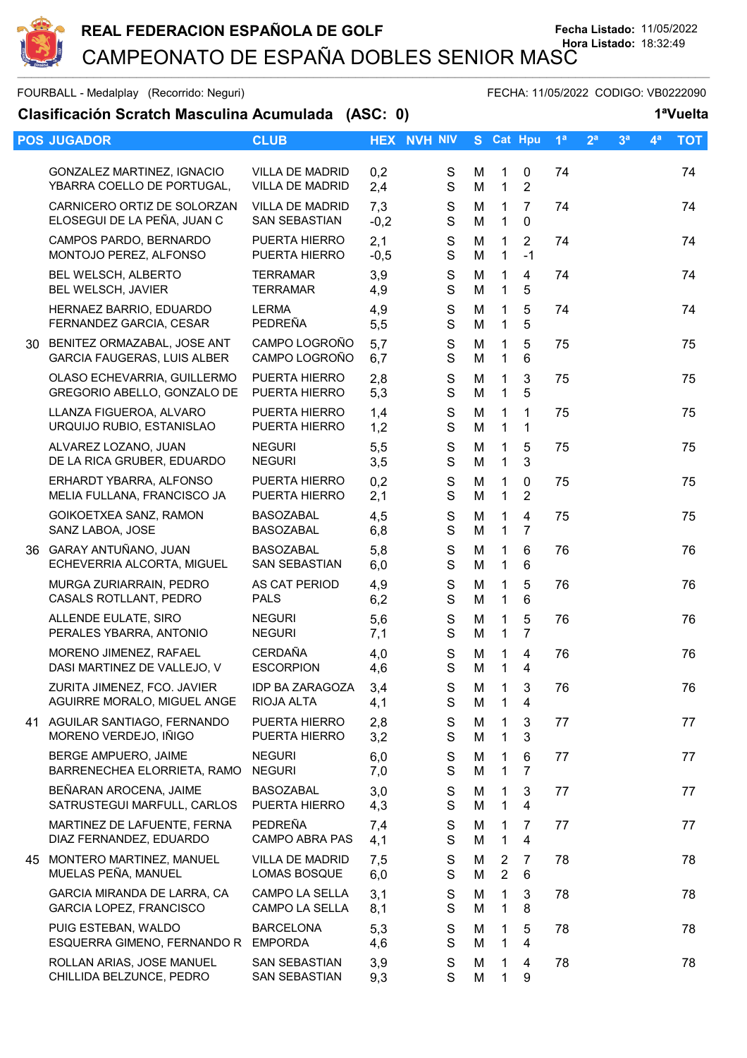# REAL FEDERACION ESPAÑOLA DE GOLF

## CAMPEONATO DE ESPAÑA DOBLES SENIOR MASC

Fecha Listado: 11/05/2022
Hora Listado: 18:32:49

FOURBALL - Medalplay (Recorrido: Neguri) FECHA: 11/05/2022 CODIGO: VB0222090

### Clasificación Scratch Masculina Acumulada (ASC: 0) 1ªVuelta

| POS | JUGADOR | CLUB | HEX | NVH | NIV | S | Cat | Hpu | 1ª | 2ª | 3ª | 4ª | TOT |
|---|---|---|---|---|---|---|---|---|---|---|---|---|---|
| | GONZALEZ MARTINEZ, IGNACIO<br>YBARRA COELLO DE PORTUGAL, | VILLA DE MADRID<br>VILLA DE MADRID | 0,2<br>2,4 | | S<br>S | M<br>M | 1<br>1 | 0<br>2 | 74 | | | | 74 |
| | CARNICERO ORTIZ DE SOLORZAN<br>ELOSEGUI DE LA PEÑA, JUAN C | VILLA DE MADRID<br>SAN SEBASTIAN | 7,3<br>-0,2 | | S<br>S | M<br>M | 1<br>1 | 7<br>0 | 74 | | | | 74 |
| | CAMPOS PARDO, BERNARDO<br>MONTOJO PEREZ, ALFONSO | PUERTA HIERRO<br>PUERTA HIERRO | 2,1<br>-0,5 | | S<br>S | M<br>M | 1<br>1 | 2<br>-1 | 74 | | | | 74 |
| | BEL WELSCH, ALBERTO<br>BEL WELSCH, JAVIER | TERRAMAR<br>TERRAMAR | 3,9<br>4,9 | | S<br>S | M<br>M | 1<br>1 | 4<br>5 | 74 | | | | 74 |
| | HERNAEZ BARRIO, EDUARDO<br>FERNANDEZ GARCIA, CESAR | LERMA<br>PEDREÑA | 4,9<br>5,5 | | S<br>S | M<br>M | 1<br>1 | 5<br>5 | 74 | | | | 74 |
| 30 | BENITEZ ORMAZABAL, JOSE ANT<br>GARCIA FAUGERAS, LUIS ALBER | CAMPO LOGROÑO<br>CAMPO LOGROÑO | 5,7<br>6,7 | | S<br>S | M<br>M | 1<br>1 | 5<br>6 | 75 | | | | 75 |
| | OLASO ECHEVARRIA, GUILLERMO<br>GREGORIO ABELLO, GONZALO DE | PUERTA HIERRO<br>PUERTA HIERRO | 2,8<br>5,3 | | S<br>S | M<br>M | 1<br>1 | 3<br>5 | 75 | | | | 75 |
| | LLANZA FIGUEROA, ALVARO<br>URQUIJO RUBIO, ESTANISLAO | PUERTA HIERRO<br>PUERTA HIERRO | 1,4<br>1,2 | | S<br>S | M<br>M | 1<br>1 | 1<br>1 | 75 | | | | 75 |
| | ALVAREZ LOZANO, JUAN<br>DE LA RICA GRUBER, EDUARDO | NEGURI<br>NEGURI | 5,5<br>3,5 | | S<br>S | M<br>M | 1<br>1 | 5<br>3 | 75 | | | | 75 |
| | ERHARDT YBARRA, ALFONSO<br>MELIA FULLANA, FRANCISCO JA | PUERTA HIERRO<br>PUERTA HIERRO | 0,2<br>2,1 | | S<br>S | M<br>M | 1<br>1 | 0<br>2 | 75 | | | | 75 |
| | GOIKOETXEA SANZ, RAMON<br>SANZ LABOA, JOSE | BASOZABAL<br>BASOZABAL | 4,5<br>6,8 | | S<br>S | M<br>M | 1<br>1 | 4<br>7 | 75 | | | | 75 |
| 36 | GARAY ANTUÑANO, JUAN<br>ECHEVERRIA ALCORTA, MIGUEL | BASOZABAL<br>SAN SEBASTIAN | 5,8<br>6,0 | | S<br>S | M<br>M | 1<br>1 | 6<br>6 | 76 | | | | 76 |
| | MURGA ZURIARRAIN, PEDRO<br>CASALS ROTLLANT, PEDRO | AS CAT PERIOD<br>PALS | 4,9<br>6,2 | | S<br>S | M<br>M | 1<br>1 | 5<br>6 | 76 | | | | 76 |
| | ALLENDE EULATE, SIRO<br>PERALES YBARRA, ANTONIO | NEGURI<br>NEGURI | 5,6<br>7,1 | | S<br>S | M<br>M | 1<br>1 | 5<br>7 | 76 | | | | 76 |
| | MORENO JIMENEZ, RAFAEL<br>DASI MARTINEZ DE VALLEJO, V | CERDAÑA<br>ESCORPION | 4,0<br>4,6 | | S<br>S | M<br>M | 1<br>1 | 4<br>4 | 76 | | | | 76 |
| | ZURITA JIMENEZ, FCO. JAVIER<br>AGUIRRE MORALO, MIGUEL ANGE | IDP BA ZARAGOZA<br>RIOJA ALTA | 3,4<br>4,1 | | S<br>S | M<br>M | 1<br>1 | 3<br>4 | 76 | | | | 76 |
| 41 | AGUILAR SANTIAGO, FERNANDO<br>MORENO VERDEJO, IÑIGO | PUERTA HIERRO<br>PUERTA HIERRO | 2,8<br>3,2 | | S<br>S | M<br>M | 1<br>1 | 3<br>3 | 77 | | | | 77 |
| | BERGE AMPUERO, JAIME<br>BARRENECHEA ELORRIETA, RAMO | NEGURI<br>NEGURI | 6,0<br>7,0 | | S<br>S | M<br>M | 1<br>1 | 6<br>7 | 77 | | | | 77 |
| | BEÑARAN AROCENA, JAIME<br>SATRUSTEGUI MARFULL, CARLOS | BASOZABAL<br>PUERTA HIERRO | 3,0<br>4,3 | | S<br>S | M<br>M | 1<br>1 | 3<br>4 | 77 | | | | 77 |
| | MARTINEZ DE LAFUENTE, FERNA<br>DIAZ FERNANDEZ, EDUARDO | PEDREÑA<br>CAMPO ABRA PAS | 7,4<br>4,1 | | S<br>S | M<br>M | 1<br>1 | 7<br>4 | 77 | | | | 77 |
| 45 | MONTERO MARTINEZ, MANUEL<br>MUELAS PEÑA, MANUEL | VILLA DE MADRID<br>LOMAS BOSQUE | 7,5<br>6,0 | | S<br>S | M<br>M | 2<br>2 | 7<br>6 | 78 | | | | 78 |
| | GARCIA MIRANDA DE LARRA, CA<br>GARCIA LOPEZ, FRANCISCO | CAMPO LA SELLA<br>CAMPO LA SELLA | 3,1<br>8,1 | | S<br>S | M<br>M | 1<br>1 | 3<br>8 | 78 | | | | 78 |
| | PUIG ESTEBAN, WALDO<br>ESQUERRA GIMENO, FERNANDO R | BARCELONA<br>EMPORDA | 5,3<br>4,6 | | S<br>S | M<br>M | 1<br>1 | 5<br>4 | 78 | | | | 78 |
| | ROLLAN ARIAS, JOSE MANUEL<br>CHILLIDA BELZUNCE, PEDRO | SAN SEBASTIAN<br>SAN SEBASTIAN | 3,9<br>9,3 | | S<br>S | M<br>M | 1<br>1 | 4<br>9 | 78 | | | | 78 |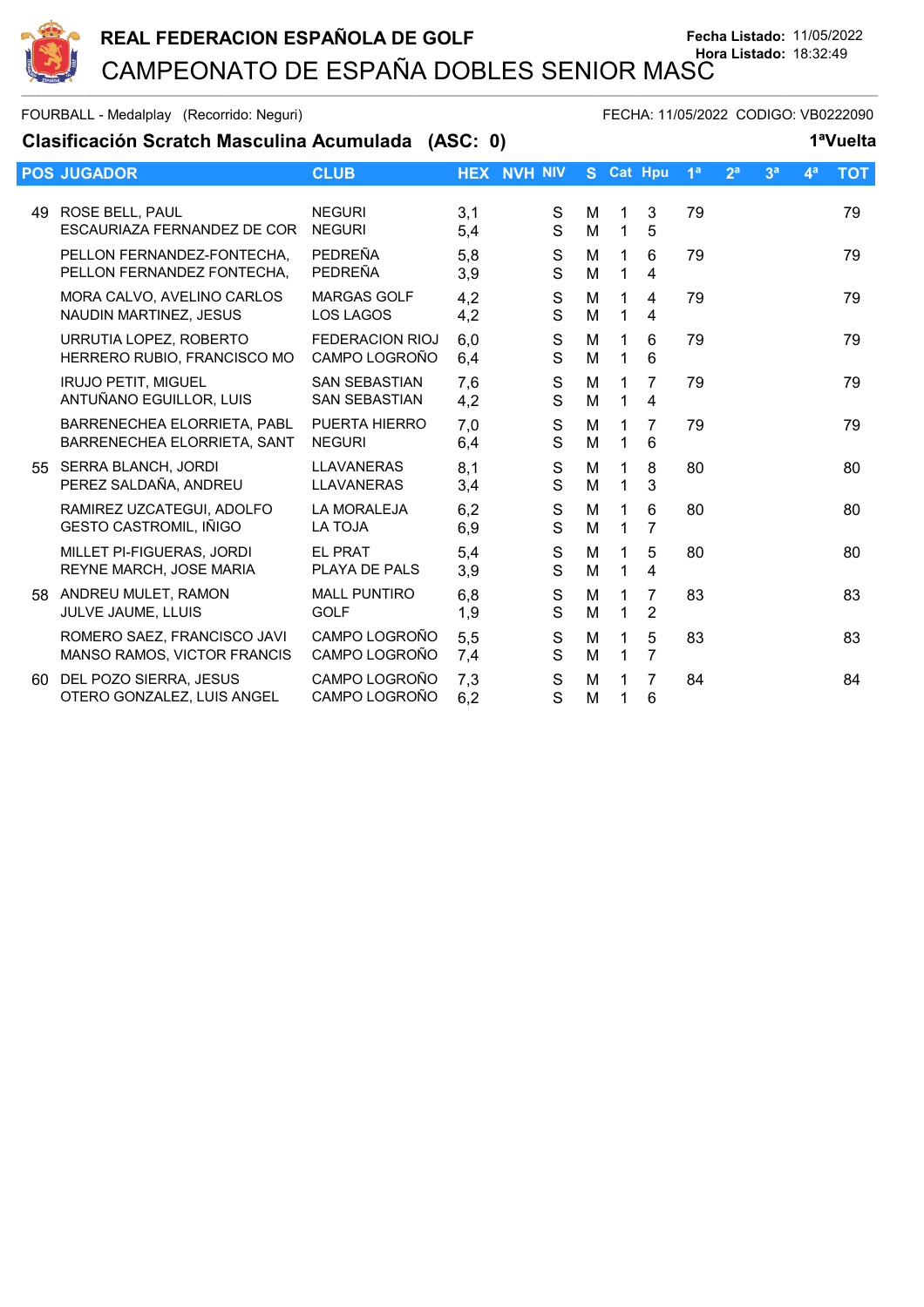# REAL FEDERACION ESPAÑOLA DE GOLF

**Fecha Listado:** 11/05/2022
**Hora Listado:** 18:32:49

## CAMPEONATO DE ESPAÑA DOBLES SENIOR MASC

FOURBALL - Medalplay (Recorrido: Neguri) FECHA: 11/05/2022 CODIGO: VB0222090

### Clasificación Scratch Masculina Acumulada (ASC: 0) 1ªVuelta

| POS | JUGADOR | CLUB | HEX | NVH | NIV | S | Cat | Hpu | 1ª | 2ª | 3ª | 4ª | TOT |
|---|---|---|---|---|---|---|---|---|---|---|---|---|---|
| 49 | ROSE BELL, PAUL | NEGURI | 3,1 | | S | M | 1 | 3 | 79 | | | | 79 |
| | ESCAURIAZA FERNANDEZ DE COR | NEGURI | 5,4 | | S | M | 1 | 5 | | | | | |
| | PELLON FERNANDEZ-FONTECHA, | PEDREÑA | 5,8 | | S | M | 1 | 6 | 79 | | | | 79 |
| | PELLON FERNANDEZ FONTECHA, | PEDREÑA | 3,9 | | S | M | 1 | 4 | | | | | |
| | MORA CALVO, AVELINO CARLOS | MARGAS GOLF | 4,2 | | S | M | 1 | 4 | 79 | | | | 79 |
| | NAUDIN MARTINEZ, JESUS | LOS LAGOS | 4,2 | | S | M | 1 | 4 | | | | | |
| | URRUTIA LOPEZ, ROBERTO | FEDERACION RIOJ | 6,0 | | S | M | 1 | 6 | 79 | | | | 79 |
| | HERRERO RUBIO, FRANCISCO MO | CAMPO LOGROÑO | 6,4 | | S | M | 1 | 6 | | | | | |
| | IRUJO PETIT, MIGUEL | SAN SEBASTIAN | 7,6 | | S | M | 1 | 7 | 79 | | | | 79 |
| | ANTUÑANO EGUILLOR, LUIS | SAN SEBASTIAN | 4,2 | | S | M | 1 | 4 | | | | | |
| | BARRENECHEA ELORRIETA, PABL | PUERTA HIERRO | 7,0 | | S | M | 1 | 7 | 79 | | | | 79 |
| | BARRENECHEA ELORRIETA, SANT | NEGURI | 6,4 | | S | M | 1 | 6 | | | | | |
| 55 | SERRA BLANCH, JORDI | LLAVANERAS | 8,1 | | S | M | 1 | 8 | 80 | | | | 80 |
| | PEREZ SALDAÑA, ANDREU | LLAVANERAS | 3,4 | | S | M | 1 | 3 | | | | | |
| | RAMIREZ UZCATEGUI, ADOLFO | LA MORALEJA | 6,2 | | S | M | 1 | 6 | 80 | | | | 80 |
| | GESTO CASTROMIL, IÑIGO | LA TOJA | 6,9 | | S | M | 1 | 7 | | | | | |
| | MILLET PI-FIGUERAS, JORDI | EL PRAT | 5,4 | | S | M | 1 | 5 | 80 | | | | 80 |
| | REYNE MARCH, JOSE MARIA | PLAYA DE PALS | 3,9 | | S | M | 1 | 4 | | | | | |
| 58 | ANDREU MULET, RAMON | MALL PUNTIRO | 6,8 | | S | M | 1 | 7 | 83 | | | | 83 |
| | JULVE JAUME, LLUIS | GOLF | 1,9 | | S | M | 1 | 2 | | | | | |
| | ROMERO SAEZ, FRANCISCO JAVI | CAMPO LOGROÑO | 5,5 | | S | M | 1 | 5 | 83 | | | | 83 |
| | MANSO RAMOS, VICTOR FRANCIS | CAMPO LOGROÑO | 7,4 | | S | M | 1 | 7 | | | | | |
| 60 | DEL POZO SIERRA, JESUS | CAMPO LOGROÑO | 7,3 | | S | M | 1 | 7 | 84 | | | | 84 |
| | OTERO GONZALEZ, LUIS ANGEL | CAMPO LOGROÑO | 6,2 | | S | M | 1 | 6 | | | | | |